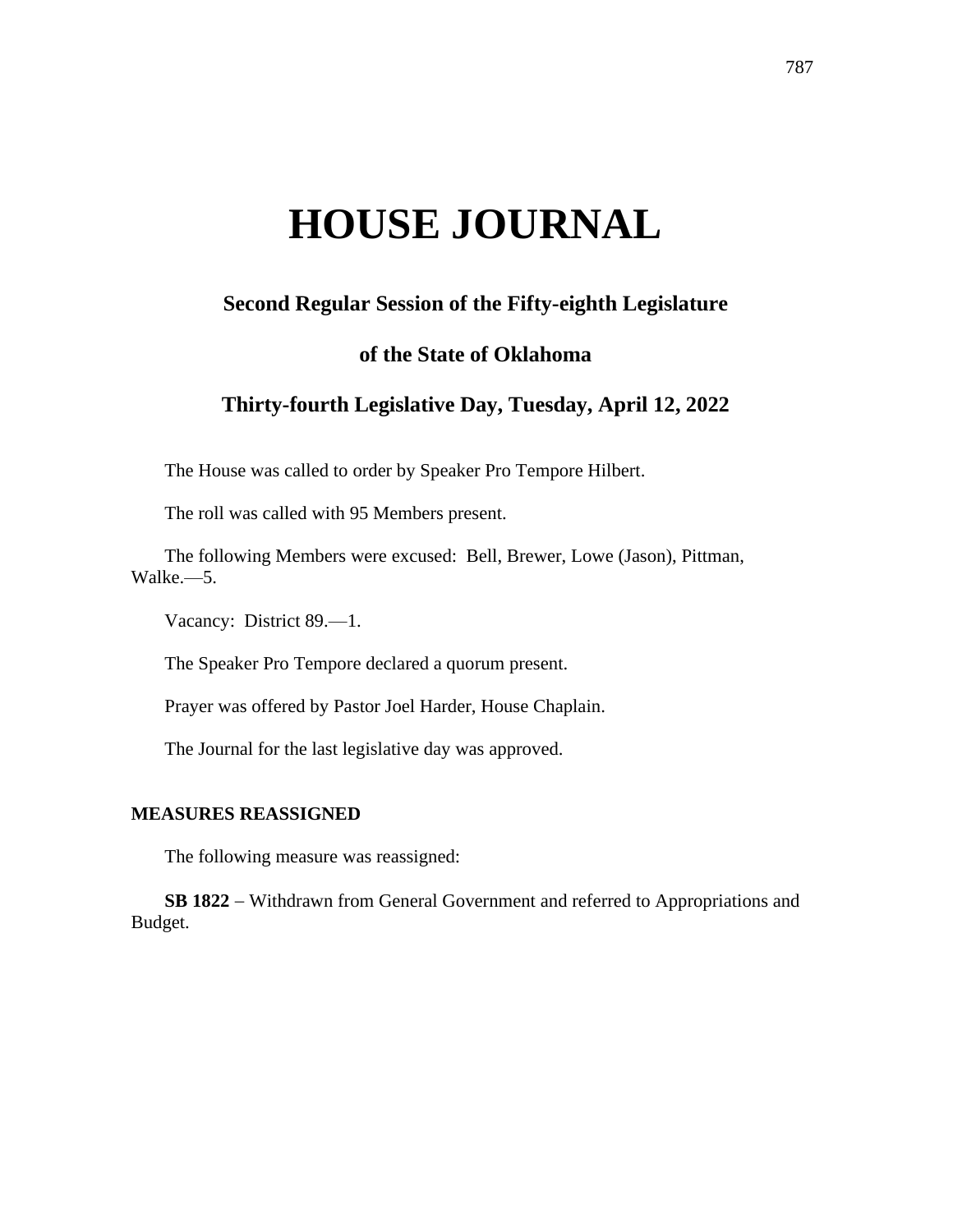# HOUSE JOURNAL

## Second Regular Session of the Fifty-eighth Legislature

## of the State of Oklahoma

## Thirty-fourth Legislative Day, Tuesday, April 12, 2022

The House was called to order by Speaker Pro Tempore Hilbert.

The roll was called with 95 Members present.

The following Members were excused: Bell, Brewer, Lowe (Jason), Pittman, Walke.—5.

Vacancy: District 89.—1.

The Speaker Pro Tempore declared a quorum present.

Prayer was offered by Pastor Joel Harder, House Chaplain.

The Journal for the last legislative day was approved.

### MEASURES REASSIGNED

The following measure was reassigned:

**SB 1822** – Withdrawn from General Government and referred to Appropriations and Budget.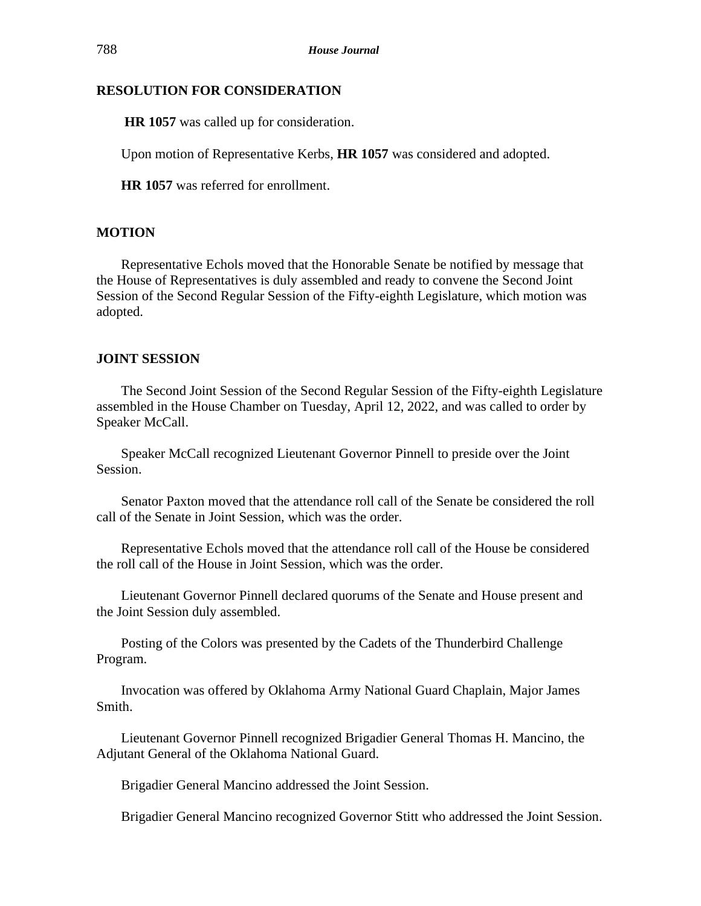## RESOLUTION FOR CONSIDERATION

**HR 1057** was called up for consideration.

Upon motion of Representative Kerbs, **HR 1057** was considered and adopted.

**HR 1057** was referred for enrollment.

## MOTION

Representative Echols moved that the Honorable Senate be notified by message that the House of Representatives is duly assembled and ready to convene the Second Joint Session of the Second Regular Session of the Fifty-eighth Legislature, which motion was adopted.

## JOINT SESSION

The Second Joint Session of the Second Regular Session of the Fifty-eighth Legislature assembled in the House Chamber on Tuesday, April 12, 2022, and was called to order by Speaker McCall.

Speaker McCall recognized Lieutenant Governor Pinnell to preside over the Joint Session.

Senator Paxton moved that the attendance roll call of the Senate be considered the roll call of the Senate in Joint Session, which was the order.

Representative Echols moved that the attendance roll call of the House be considered the roll call of the House in Joint Session, which was the order.

Lieutenant Governor Pinnell declared quorums of the Senate and House present and the Joint Session duly assembled.

Posting of the Colors was presented by the Cadets of the Thunderbird Challenge Program.

Invocation was offered by Oklahoma Army National Guard Chaplain, Major James Smith.

Lieutenant Governor Pinnell recognized Brigadier General Thomas H. Mancino, the Adjutant General of the Oklahoma National Guard.

Brigadier General Mancino addressed the Joint Session.

Brigadier General Mancino recognized Governor Stitt who addressed the Joint Session.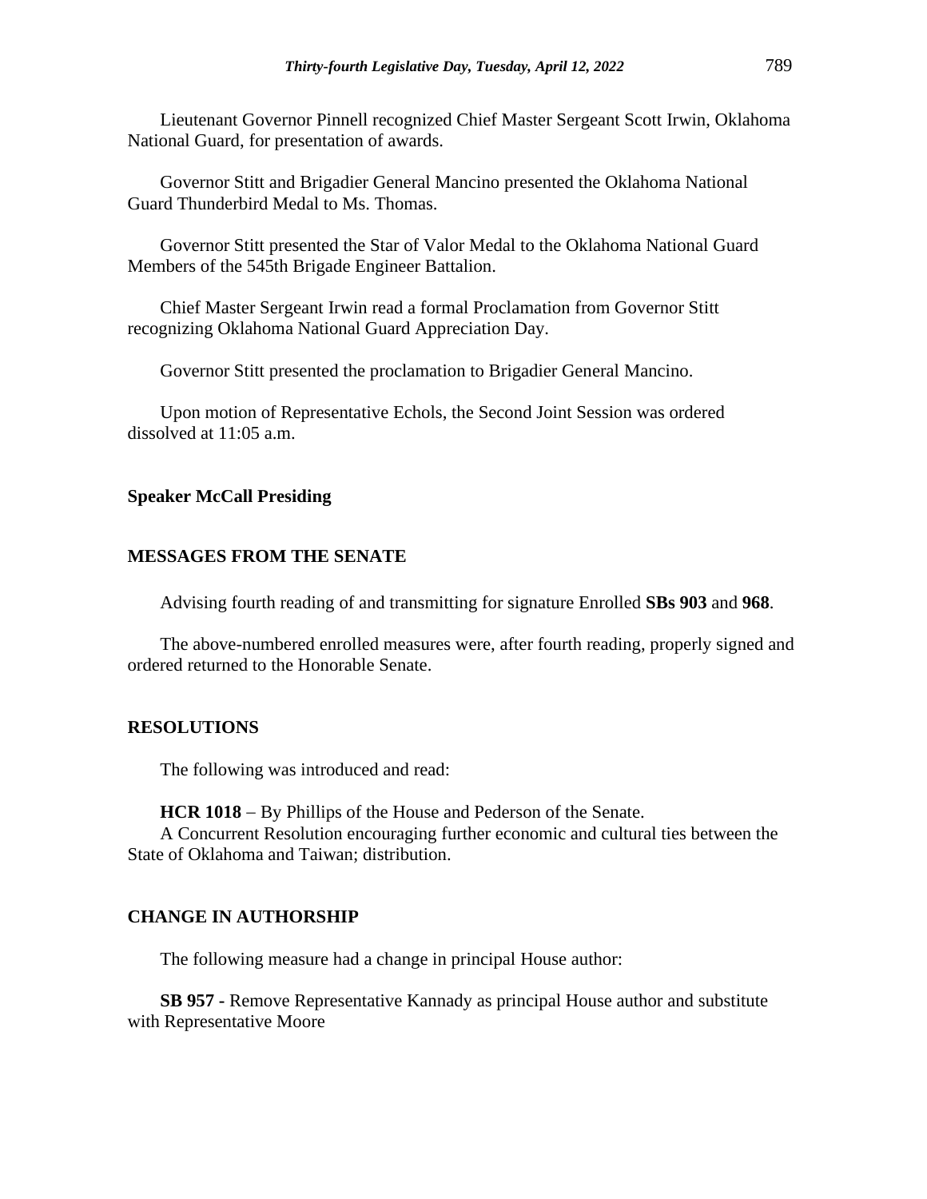Lieutenant Governor Pinnell recognized Chief Master Sergeant Scott Irwin, Oklahoma National Guard, for presentation of awards.

Governor Stitt and Brigadier General Mancino presented the Oklahoma National Guard Thunderbird Medal to Ms. Thomas.

Governor Stitt presented the Star of Valor Medal to the Oklahoma National Guard Members of the 545th Brigade Engineer Battalion.

Chief Master Sergeant Irwin read a formal Proclamation from Governor Stitt recognizing Oklahoma National Guard Appreciation Day.

Governor Stitt presented the proclamation to Brigadier General Mancino.

Upon motion of Representative Echols, the Second Joint Session was ordered dissolved at 11:05 a.m.

**Speaker McCall Presiding**

## MESSAGES FROM THE SENATE

Advising fourth reading of and transmitting for signature Enrolled **SBs 903** and **968**.

The above-numbered enrolled measures were, after fourth reading, properly signed and ordered returned to the Honorable Senate.

## RESOLUTIONS

The following was introduced and read:

**HCR 1018** – By Phillips of the House and Pederson of the Senate.
A Concurrent Resolution encouraging further economic and cultural ties between the State of Oklahoma and Taiwan; distribution.

## CHANGE IN AUTHORSHIP

The following measure had a change in principal House author:

**SB 957 -** Remove Representative Kannady as principal House author and substitute with Representative Moore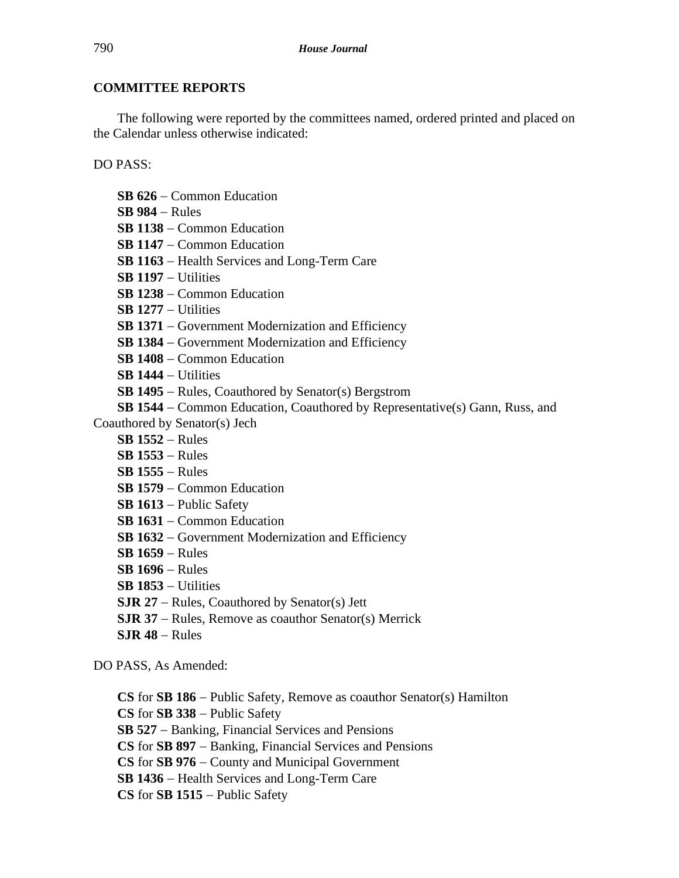## COMMITTEE REPORTS

The following were reported by the committees named, ordered printed and placed on the Calendar unless otherwise indicated:

DO PASS:

**SB 626** – Common Education
**SB 984** – Rules
**SB 1138** – Common Education
**SB 1147** – Common Education
**SB 1163** – Health Services and Long-Term Care
**SB 1197** – Utilities
**SB 1238** – Common Education
**SB 1277** – Utilities
**SB 1371** – Government Modernization and Efficiency
**SB 1384** – Government Modernization and Efficiency
**SB 1408** – Common Education
**SB 1444** – Utilities
**SB 1495** – Rules, Coauthored by Senator(s) Bergstrom
**SB 1544** – Common Education, Coauthored by Representative(s) Gann, Russ, and Coauthored by Senator(s) Jech
**SB 1552** – Rules
**SB 1553** – Rules
**SB 1555** – Rules
**SB 1579** – Common Education
**SB 1613** – Public Safety
**SB 1631** – Common Education
**SB 1632** – Government Modernization and Efficiency
**SB 1659** – Rules
**SB 1696** – Rules
**SB 1853** – Utilities
**SJR 27** – Rules, Coauthored by Senator(s) Jett
**SJR 37** – Rules, Remove as coauthor Senator(s) Merrick
**SJR 48** – Rules

DO PASS, As Amended:

**CS** for **SB 186** – Public Safety, Remove as coauthor Senator(s) Hamilton
**CS** for **SB 338** – Public Safety
**SB 527** – Banking, Financial Services and Pensions
**CS** for **SB 897** – Banking, Financial Services and Pensions
**CS** for **SB 976** – County and Municipal Government
**SB 1436** – Health Services and Long-Term Care
**CS** for **SB 1515** – Public Safety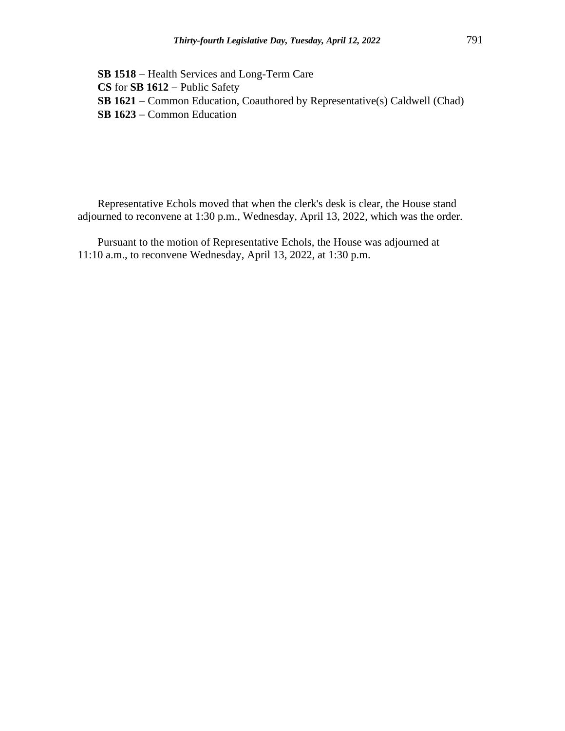**SB 1518** − Health Services and Long-Term Care
**CS** for **SB 1612** − Public Safety
**SB 1621** − Common Education, Coauthored by Representative(s) Caldwell (Chad)
**SB 1623** − Common Education

Representative Echols moved that when the clerk's desk is clear, the House stand adjourned to reconvene at 1:30 p.m., Wednesday, April 13, 2022, which was the order.

Pursuant to the motion of Representative Echols, the House was adjourned at 11:10 a.m., to reconvene Wednesday, April 13, 2022, at 1:30 p.m.